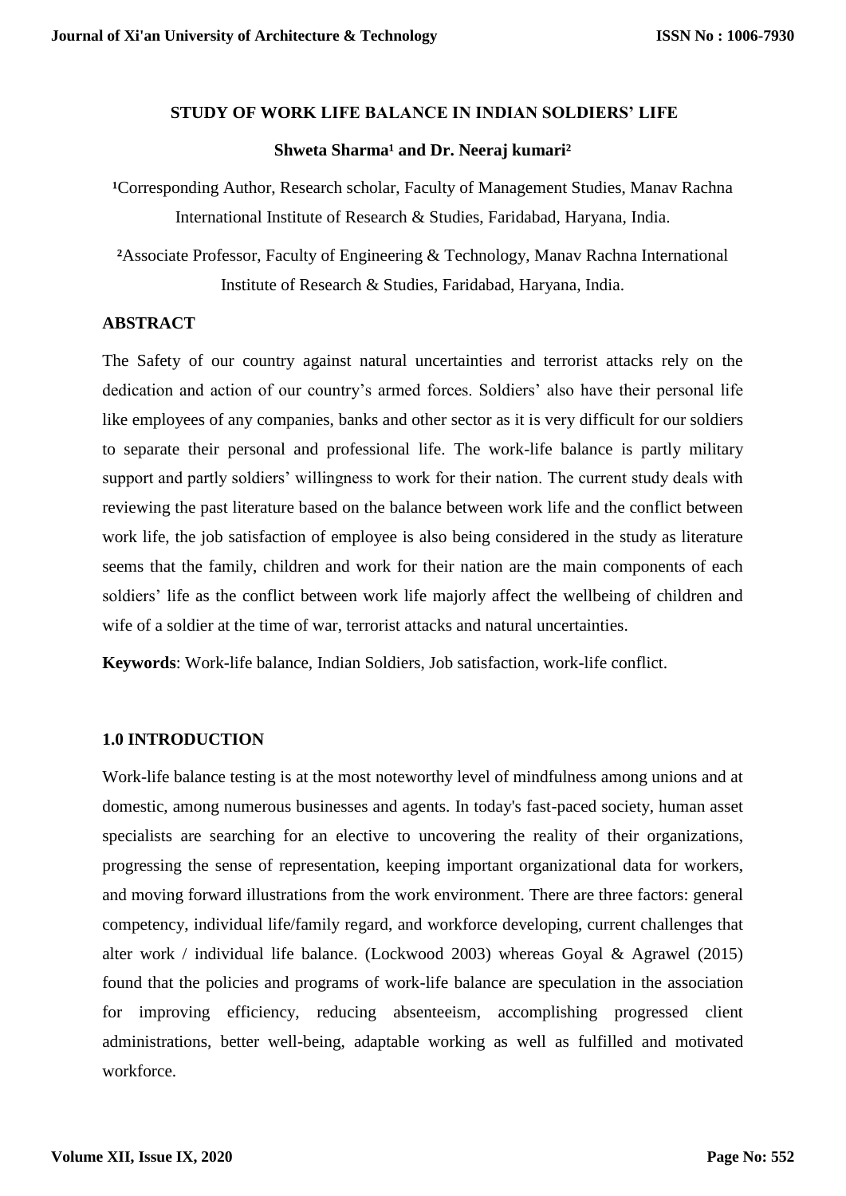# STUDY OF WORK LIFE BALANCE IN INDIAN SOLDIERS' LIFE

**Shweta Sharma[1] and Dr. Neeraj kumari[2]**

[1]Corresponding Author, Research scholar, Faculty of Management Studies, Manav Rachna International Institute of Research & Studies, Faridabad, Haryana, India.

[2]Associate Professor, Faculty of Engineering & Technology, Manav Rachna International Institute of Research & Studies, Faridabad, Haryana, India.

## ABSTRACT

The Safety of our country against natural uncertainties and terrorist attacks rely on the dedication and action of our country's armed forces. Soldiers' also have their personal life like employees of any companies, banks and other sector as it is very difficult for our soldiers to separate their personal and professional life. The work-life balance is partly military support and partly soldiers' willingness to work for their nation. The current study deals with reviewing the past literature based on the balance between work life and the conflict between work life, the job satisfaction of employee is also being considered in the study as literature seems that the family, children and work for their nation are the main components of each soldiers' life as the conflict between work life majorly affect the wellbeing of children and wife of a soldier at the time of war, terrorist attacks and natural uncertainties.

**Keywords**: Work-life balance, Indian Soldiers, Job satisfaction, work-life conflict.

## 1.0 INTRODUCTION

Work-life balance testing is at the most noteworthy level of mindfulness among unions and at domestic, among numerous businesses and agents. In today's fast-paced society, human asset specialists are searching for an elective to uncovering the reality of their organizations, progressing the sense of representation, keeping important organizational data for workers, and moving forward illustrations from the work environment. There are three factors: general competency, individual life/family regard, and workforce developing, current challenges that alter work / individual life balance. (Lockwood 2003) whereas Goyal & Agrawel (2015) found that the policies and programs of work-life balance are speculation in the association for improving efficiency, reducing absenteeism, accomplishing progressed client administrations, better well-being, adaptable working as well as fulfilled and motivated workforce.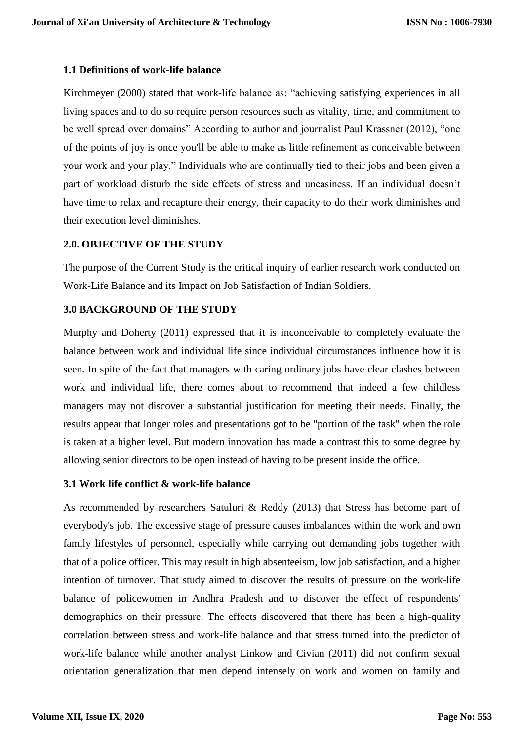### 1.1 Definitions of work-life balance

Kirchmeyer (2000) stated that work-life balance as: "achieving satisfying experiences in all living spaces and to do so require person resources such as vitality, time, and commitment to be well spread over domains" According to author and journalist Paul Krassner (2012), "one of the points of joy is once you'll be able to make as little refinement as conceivable between your work and your play." Individuals who are continually tied to their jobs and been given a part of workload disturb the side effects of stress and uneasiness. If an individual doesn't have time to relax and recapture their energy, their capacity to do their work diminishes and their execution level diminishes.

## 2.0. OBJECTIVE OF THE STUDY

The purpose of the Current Study is the critical inquiry of earlier research work conducted on Work-Life Balance and its Impact on Job Satisfaction of Indian Soldiers.

## 3.0 BACKGROUND OF THE STUDY

Murphy and Doherty (2011) expressed that it is inconceivable to completely evaluate the balance between work and individual life since individual circumstances influence how it is seen. In spite of the fact that managers with caring ordinary jobs have clear clashes between work and individual life, there comes about to recommend that indeed a few childless managers may not discover a substantial justification for meeting their needs. Finally, the results appear that longer roles and presentations got to be "portion of the task" when the role is taken at a higher level. But modern innovation has made a contrast this to some degree by allowing senior directors to be open instead of having to be present inside the office.

### 3.1 Work life conflict & work-life balance

As recommended by researchers Satuluri & Reddy (2013) that Stress has become part of everybody's job. The excessive stage of pressure causes imbalances within the work and own family lifestyles of personnel, especially while carrying out demanding jobs together with that of a police officer. This may result in high absenteeism, low job satisfaction, and a higher intention of turnover. That study aimed to discover the results of pressure on the work-life balance of policewomen in Andhra Pradesh and to discover the effect of respondents' demographics on their pressure. The effects discovered that there has been a high-quality correlation between stress and work-life balance and that stress turned into the predictor of work-life balance while another analyst Linkow and Civian (2011) did not confirm sexual orientation generalization that men depend intensely on work and women on family and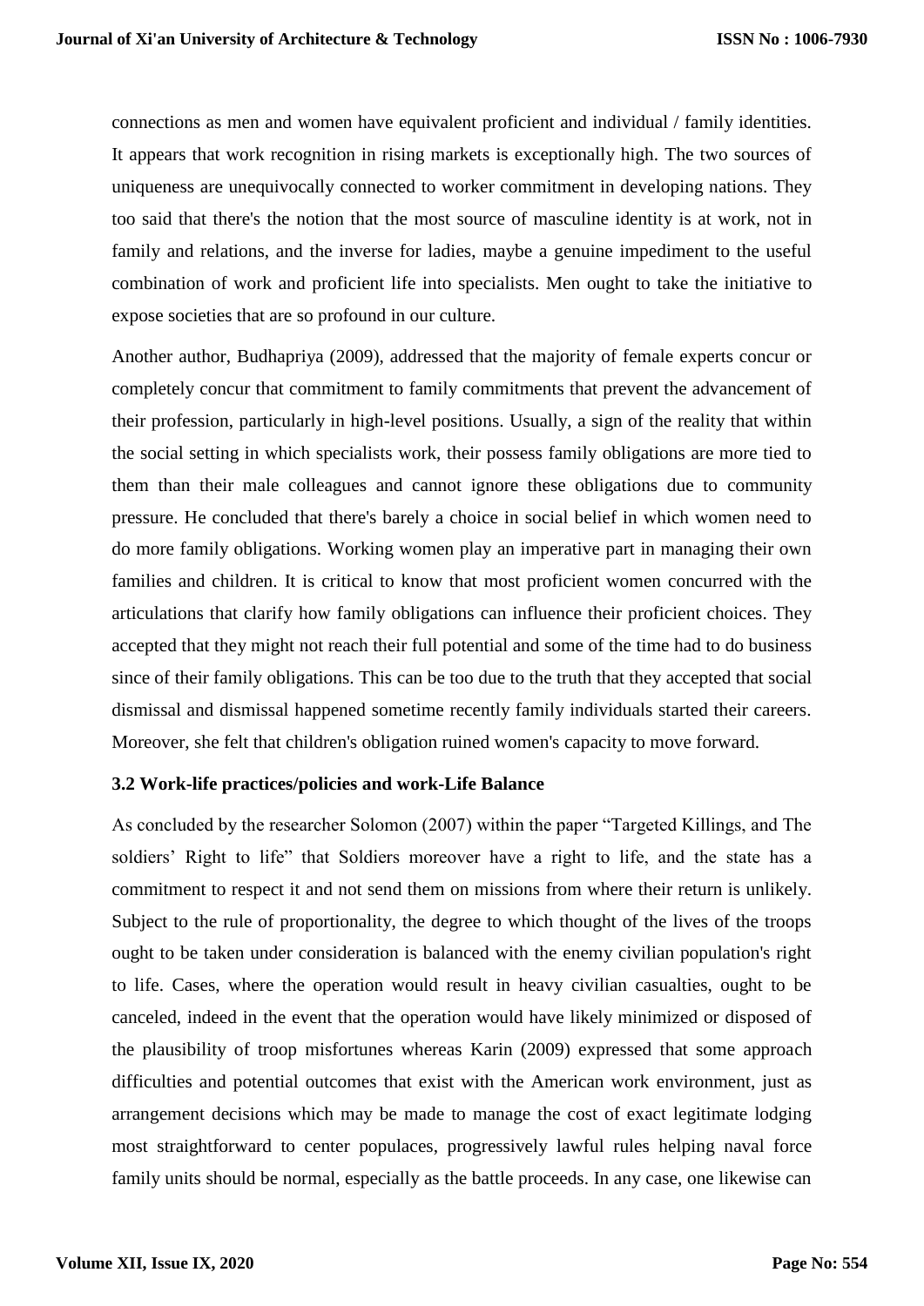connections as men and women have equivalent proficient and individual / family identities. It appears that work recognition in rising markets is exceptionally high. The two sources of uniqueness are unequivocally connected to worker commitment in developing nations. They too said that there's the notion that the most source of masculine identity is at work, not in family and relations, and the inverse for ladies, maybe a genuine impediment to the useful combination of work and proficient life into specialists. Men ought to take the initiative to expose societies that are so profound in our culture.

Another author, Budhapriya (2009), addressed that the majority of female experts concur or completely concur that commitment to family commitments that prevent the advancement of their profession, particularly in high-level positions. Usually, a sign of the reality that within the social setting in which specialists work, their possess family obligations are more tied to them than their male colleagues and cannot ignore these obligations due to community pressure. He concluded that there's barely a choice in social belief in which women need to do more family obligations. Working women play an imperative part in managing their own families and children. It is critical to know that most proficient women concurred with the articulations that clarify how family obligations can influence their proficient choices. They accepted that they might not reach their full potential and some of the time had to do business since of their family obligations. This can be too due to the truth that they accepted that social dismissal and dismissal happened sometime recently family individuals started their careers. Moreover, she felt that children's obligation ruined women's capacity to move forward.

### 3.2 Work-life practices/policies and work-Life Balance

As concluded by the researcher Solomon (2007) within the paper "Targeted Killings, and The soldiers' Right to life" that Soldiers moreover have a right to life, and the state has a commitment to respect it and not send them on missions from where their return is unlikely. Subject to the rule of proportionality, the degree to which thought of the lives of the troops ought to be taken under consideration is balanced with the enemy civilian population's right to life. Cases, where the operation would result in heavy civilian casualties, ought to be canceled, indeed in the event that the operation would have likely minimized or disposed of the plausibility of troop misfortunes whereas Karin (2009) expressed that some approach difficulties and potential outcomes that exist with the American work environment, just as arrangement decisions which may be made to manage the cost of exact legitimate lodging most straightforward to center populaces, progressively lawful rules helping naval force family units should be normal, especially as the battle proceeds. In any case, one likewise can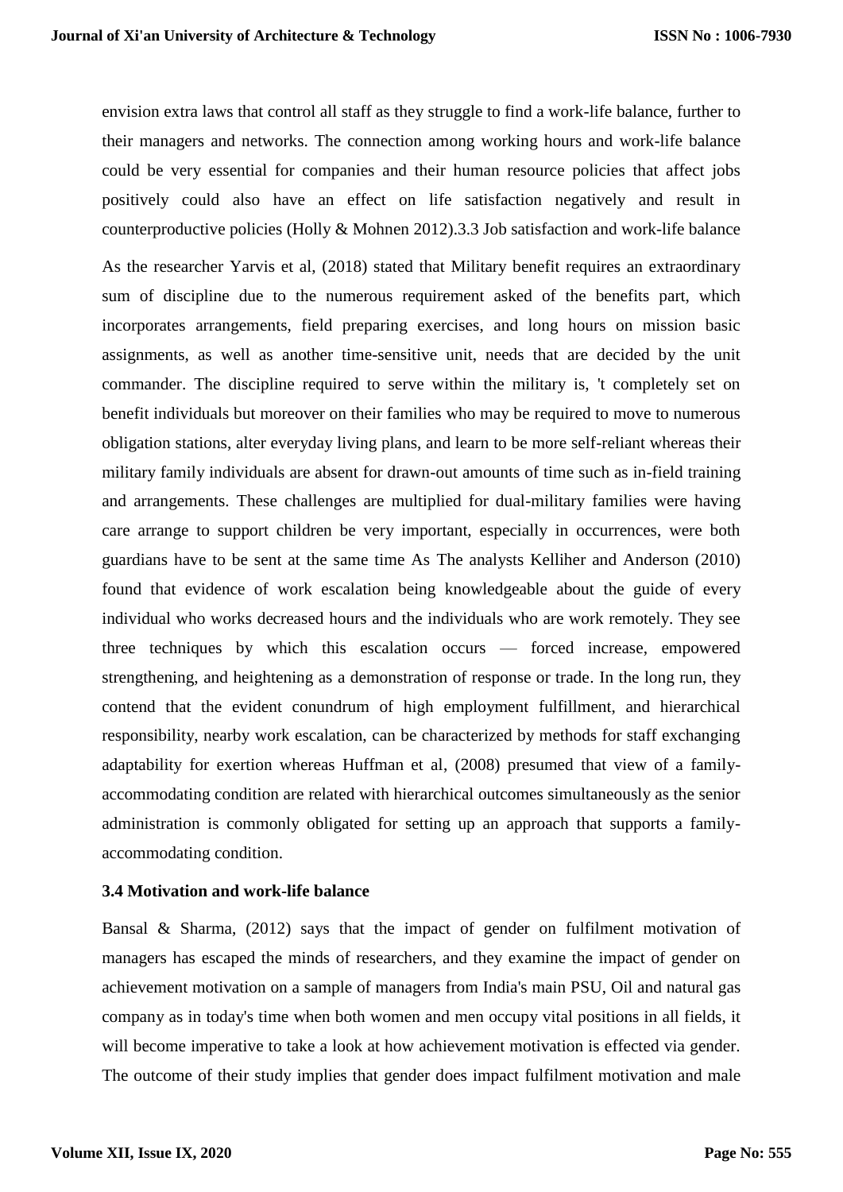envision extra laws that control all staff as they struggle to find a work-life balance, further to their managers and networks. The connection among working hours and work-life balance could be very essential for companies and their human resource policies that affect jobs positively could also have an effect on life satisfaction negatively and result in counterproductive policies (Holly & Mohnen 2012).3.3 Job satisfaction and work-life balance

As the researcher Yarvis et al, (2018) stated that Military benefit requires an extraordinary sum of discipline due to the numerous requirement asked of the benefits part, which incorporates arrangements, field preparing exercises, and long hours on mission basic assignments, as well as another time-sensitive unit, needs that are decided by the unit commander. The discipline required to serve within the military is, 't completely set on benefit individuals but moreover on their families who may be required to move to numerous obligation stations, alter everyday living plans, and learn to be more self-reliant whereas their military family individuals are absent for drawn-out amounts of time such as in-field training and arrangements. These challenges are multiplied for dual-military families were having care arrange to support children be very important, especially in occurrences, were both guardians have to be sent at the same time As The analysts Kelliher and Anderson (2010) found that evidence of work escalation being knowledgeable about the guide of every individual who works decreased hours and the individuals who are work remotely. They see three techniques by which this escalation occurs — forced increase, empowered strengthening, and heightening as a demonstration of response or trade. In the long run, they contend that the evident conundrum of high employment fulfillment, and hierarchical responsibility, nearby work escalation, can be characterized by methods for staff exchanging adaptability for exertion whereas Huffman et al, (2008) presumed that view of a family-accommodating condition are related with hierarchical outcomes simultaneously as the senior administration is commonly obligated for setting up an approach that supports a family-accommodating condition.

### 3.4 Motivation and work-life balance

Bansal & Sharma, (2012) says that the impact of gender on fulfilment motivation of managers has escaped the minds of researchers, and they examine the impact of gender on achievement motivation on a sample of managers from India's main PSU, Oil and natural gas company as in today's time when both women and men occupy vital positions in all fields, it will become imperative to take a look at how achievement motivation is effected via gender. The outcome of their study implies that gender does impact fulfilment motivation and male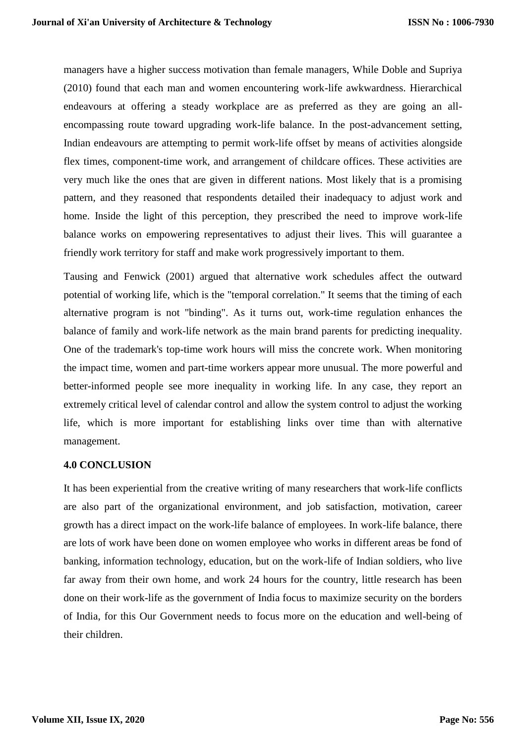managers have a higher success motivation than female managers, While Doble and Supriya (2010) found that each man and women encountering work-life awkwardness. Hierarchical endeavours at offering a steady workplace are as preferred as they are going an all-encompassing route toward upgrading work-life balance. In the post-advancement setting, Indian endeavours are attempting to permit work-life offset by means of activities alongside flex times, component-time work, and arrangement of childcare offices. These activities are very much like the ones that are given in different nations. Most likely that is a promising pattern, and they reasoned that respondents detailed their inadequacy to adjust work and home. Inside the light of this perception, they prescribed the need to improve work-life balance works on empowering representatives to adjust their lives. This will guarantee a friendly work territory for staff and make work progressively important to them.

Tausing and Fenwick (2001) argued that alternative work schedules affect the outward potential of working life, which is the "temporal correlation." It seems that the timing of each alternative program is not "binding". As it turns out, work-time regulation enhances the balance of family and work-life network as the main brand parents for predicting inequality. One of the trademark's top-time work hours will miss the concrete work. When monitoring the impact time, women and part-time workers appear more unusual. The more powerful and better-informed people see more inequality in working life. In any case, they report an extremely critical level of calendar control and allow the system control to adjust the working life, which is more important for establishing links over time than with alternative management.

## 4.0 CONCLUSION

It has been experiential from the creative writing of many researchers that work-life conflicts are also part of the organizational environment, and job satisfaction, motivation, career growth has a direct impact on the work-life balance of employees. In work-life balance, there are lots of work have been done on women employee who works in different areas be fond of banking, information technology, education, but on the work-life of Indian soldiers, who live far away from their own home, and work 24 hours for the country, little research has been done on their work-life as the government of India focus to maximize security on the borders of India, for this Our Government needs to focus more on the education and well-being of their children.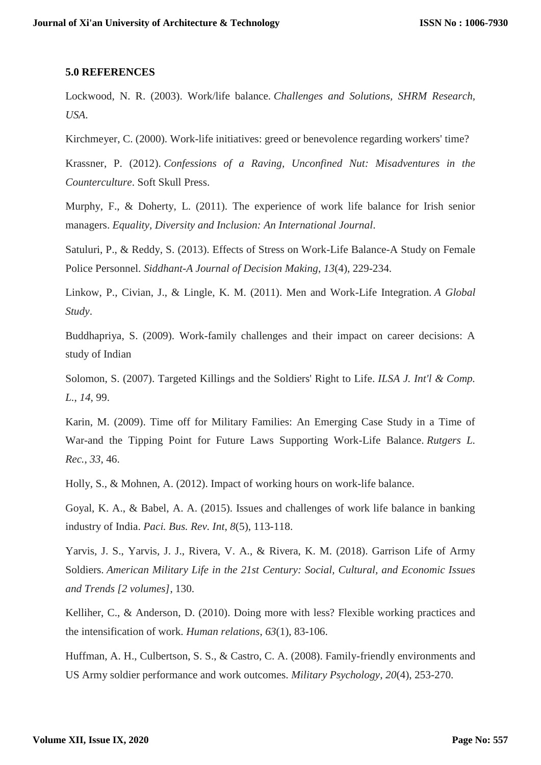### 5.0 REFERENCES

Lockwood, N. R. (2003). Work/life balance. *Challenges and Solutions, SHRM Research, USA*.

Kirchmeyer, C. (2000). Work-life initiatives: greed or benevolence regarding workers' time?

Krassner, P. (2012). *Confessions of a Raving, Unconfined Nut: Misadventures in the Counterculture*. Soft Skull Press.

Murphy, F., & Doherty, L. (2011). The experience of work life balance for Irish senior managers. *Equality, Diversity and Inclusion: An International Journal*.

Satuluri, P., & Reddy, S. (2013). Effects of Stress on Work-Life Balance-A Study on Female Police Personnel. *Siddhant-A Journal of Decision Making*, *13*(4), 229-234.

Linkow, P., Civian, J., & Lingle, K. M. (2011). Men and Work-Life Integration. *A Global Study*.

Buddhapriya, S. (2009). Work-family challenges and their impact on career decisions: A study of Indian

Solomon, S. (2007). Targeted Killings and the Soldiers' Right to Life. *ILSA J. Int'l & Comp. L.*, *14*, 99.

Karin, M. (2009). Time off for Military Families: An Emerging Case Study in a Time of War-and the Tipping Point for Future Laws Supporting Work-Life Balance. *Rutgers L. Rec.*, *33*, 46.

Holly, S., & Mohnen, A. (2012). Impact of working hours on work-life balance.

Goyal, K. A., & Babel, A. A. (2015). Issues and challenges of work life balance in banking industry of India. *Paci. Bus. Rev. Int*, *8*(5), 113-118.

Yarvis, J. S., Yarvis, J. J., Rivera, V. A., & Rivera, K. M. (2018). Garrison Life of Army Soldiers. *American Military Life in the 21st Century: Social, Cultural, and Economic Issues and Trends [2 volumes]*, 130.

Kelliher, C., & Anderson, D. (2010). Doing more with less? Flexible working practices and the intensification of work. *Human relations*, *63*(1), 83-106.

Huffman, A. H., Culbertson, S. S., & Castro, C. A. (2008). Family-friendly environments and US Army soldier performance and work outcomes. *Military Psychology*, *20*(4), 253-270.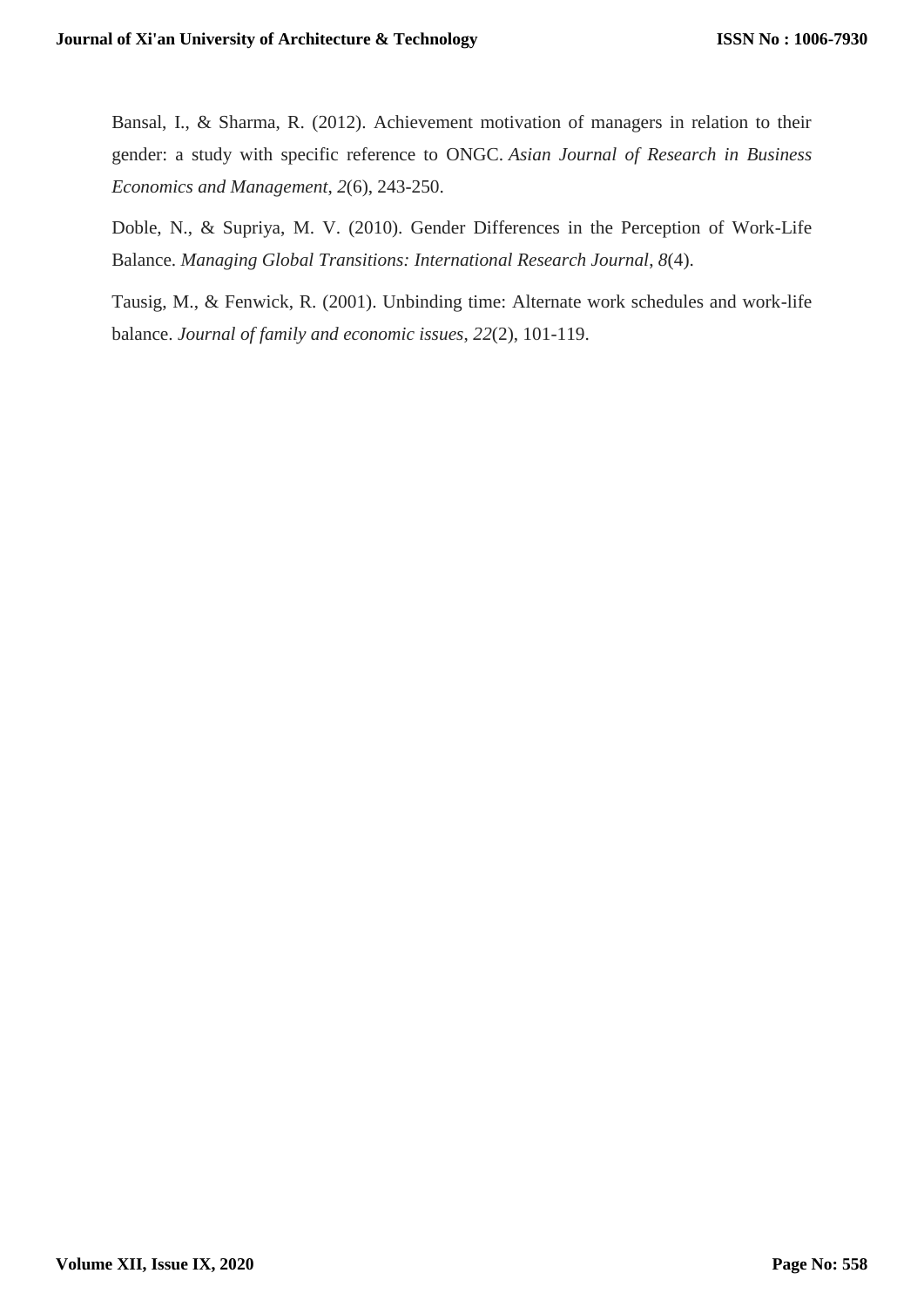Bansal, I., & Sharma, R. (2012). Achievement motivation of managers in relation to their gender: a study with specific reference to ONGC. *Asian Journal of Research in Business Economics and Management*, *2*(6), 243-250.

Doble, N., & Supriya, M. V. (2010). Gender Differences in the Perception of Work-Life Balance. *Managing Global Transitions: International Research Journal*, *8*(4).

Tausig, M., & Fenwick, R. (2001). Unbinding time: Alternate work schedules and work-life balance. *Journal of family and economic issues*, *22*(2), 101-119.